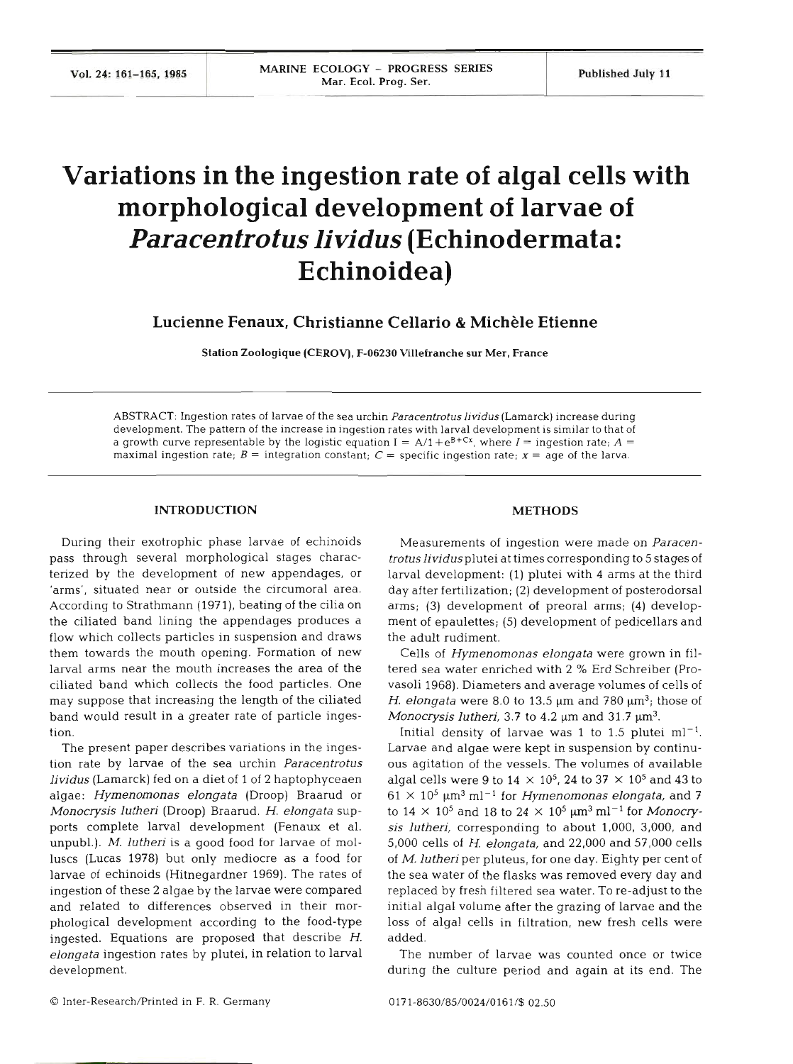# Variations in the ingestion rate of algal cells with morphological development of larvae of *Paracentrotus lividus* (Echinodermata: Echinoidea)

**Lucienne Fenaux, Christianne Cellario & Michèle Etienne**

Station Zoologique (CEROV), F-06230 Villefranche sur Mer, France

ABSTRACT: Ingestion rates of larvae of the sea urchin *Paracentrotus lividus* (Lamarck) increase during development. The pattern of the increase in ingestion rates with larval development is similar to that of a growth curve representable by the logistic equation $I = A/1 + e^{B+Cx}$, where $I$ = ingestion rate; $A$ = maximal ingestion rate; $B$ = integration constant; $C$ = specific ingestion rate; $x$ = age of the larva.

## INTRODUCTION

During their exotrophic phase larvae of echinoids pass through several morphological stages characterized by the development of new appendages, or 'arms', situated near or outside the circumoral area. According to Strathmann (1971), beating of the cilia on the ciliated band lining the appendages produces a flow which collects particles in suspension and draws them towards the mouth opening. Formation of new larval arms near the mouth increases the area of the ciliated band which collects the food particles. One may suppose that increasing the length of the ciliated band would result in a greater rate of particle ingestion.

The present paper describes variations in the ingestion rate by larvae of the sea urchin *Paracentrotus lividus* (Lamarck) fed on a diet of 1 of 2 haptophyceaen algae: *Hymenomonas elongata* (Droop) Braarud or *Monocrysis lutheri* (Droop) Braarud. *H. elongata* supports complete larval development (Fenaux et al. unpubl.). *M. lutheri* is a good food for larvae of molluscs (Lucas 1978) but only mediocre as a food for larvae of echinoids (Hitnegardner 1969). The rates of ingestion of these 2 algae by the larvae were compared and related to differences observed in their morphological development according to the food-type ingested. Equations are proposed that describe *H. elongata* ingestion rates by plutei, in relation to larval development.

## METHODS

Measurements of ingestion were made on *Paracentrotus lividus* plutei at times corresponding to 5 stages of larval development: (1) plutei with 4 arms at the third day after fertilization; (2) development of posterodorsal arms; (3) development of preoral arms; (4) development of epaulettes; (5) development of pedicellars and the adult rudiment.

Cells of *Hymenomonas elongata* were grown in filtered sea water enriched with 2 % Erd Schreiber (Provasoli 1968). Diameters and average volumes of cells of *H. elongata* were 8.0 to 13.5 µm and 780 µm$^3$; those of *Monocrysis lutheri*, 3.7 to 4.2 µm and 31.7 µm$^3$.

Initial density of larvae was 1 to 1.5 plutei ml$^{-1}$. Larvae and algae were kept in suspension by continuous agitation of the vessels. The volumes of available algal cells were 9 to 14 $\times$ 10$^5$, 24 to 37 $\times$ 10$^5$ and 43 to 61 $\times$ 10$^5$ µm$^3$ ml$^{-1}$ for *Hymenomonas elongata*, and 7 to 14 $\times$ 10$^5$ and 18 to 24 $\times$ 10$^5$ µm$^3$ ml$^{-1}$ for *Monocrysis lutheri*, corresponding to about 1,000, 3,000, and 5,000 cells of *H. elongata*, and 22,000 and 57,000 cells of *M. lutheri* per pluteus, for one day. Eighty per cent of the sea water of the flasks was removed every day and replaced by fresh filtered sea water. To re-adjust to the initial algal volume after the grazing of larvae and the loss of algal cells in filtration, new fresh cells were added.

The number of larvae was counted once or twice during the culture period and again at its end. The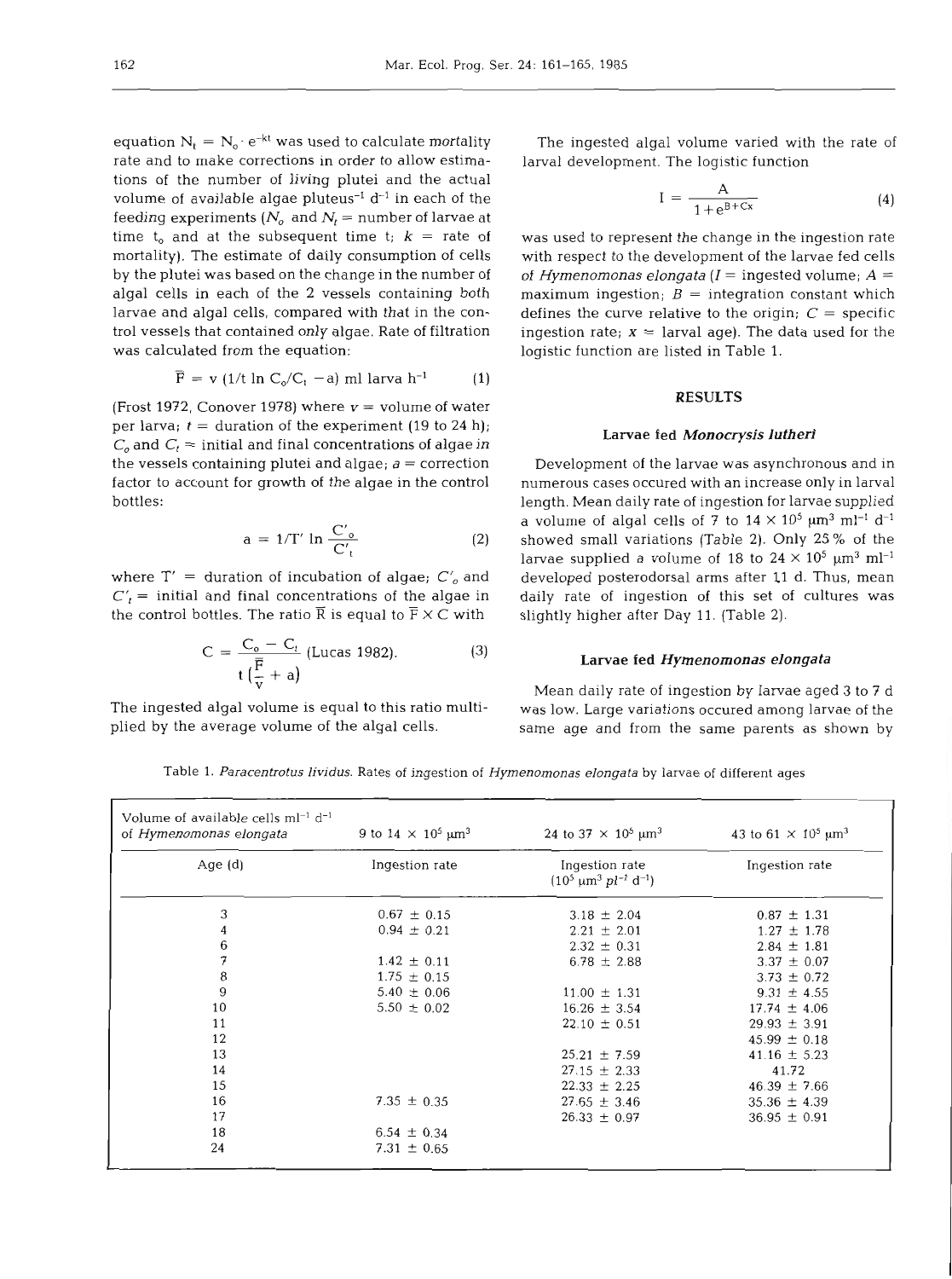equation $N_t = N_o \cdot e^{-kt}$ was used to calculate mortality rate and to make corrections in order to allow estimations of the number of living plutei and the actual volume of available algae pluteus$^{-1}$ d$^{-1}$ in each of the feeding experiments ($N_o$ and $N_t$ = number of larvae at time $t_o$ and at the subsequent time t; $k$ = rate of mortality). The estimate of daily consumption of cells by the plutei was based on the change in the number of algal cells in each of the 2 vessels containing both larvae and algal cells, compared with that in the control vessels that contained only algae. Rate of filtration was calculated from the equation:

$$\overline{F} = v\,(1/t\ \ln C_o/C_t - a)\ \text{ml larva h}^{-1} \tag{1}$$

(Frost 1972, Conover 1978) where $v$ = volume of water per larva; $t$ = duration of the experiment (19 to 24 h); $C_o$ and $C_t$ = initial and final concentrations of algae in the vessels containing plutei and algae; $a$ = correction factor to account for growth of the algae in the control bottles:

$$a = 1/T'\ \ln \frac{C'_o}{C'_t} \tag{2}$$

where $T'$ = duration of incubation of algae; $C'_o$ and $C'_t$ = initial and final concentrations of the algae in the control bottles. The ratio $\overline{R}$ is equal to $\overline{F} \times C$ with

$$C = \frac{C_o - C_t}{t\left(\frac{\overline{F}}{v} + a\right)} \text{ (Lucas 1982).} \tag{3}$$

The ingested algal volume is equal to this ratio multiplied by the average volume of the algal cells.

The ingested algal volume varied with the rate of larval development. The logistic function

$$I = \frac{A}{1 + e^{B+Cx}} \tag{4}$$

was used to represent the change in the ingestion rate with respect to the development of the larvae fed cells of *Hymenomonas elongata* ($I$ = ingested volume; $A$ = maximum ingestion; $B$ = integration constant which defines the curve relative to the origin; $C$ = specific ingestion rate; $x$ = larval age). The data used for the logistic function are listed in Table 1.

## RESULTS

### Larvae fed *Monocrysis lutheri*

Development of the larvae was asynchronous and in numerous cases occured with an increase only in larval length. Mean daily rate of ingestion for larvae supplied a volume of algal cells of 7 to 14 × 10$^5$ μm$^3$ ml$^{-1}$ d$^{-1}$ showed small variations (Table 2). Only 25 % of the larvae supplied a volume of 18 to 24 × 10$^5$ μm$^3$ ml$^{-1}$ developed posterodorsal arms after 11 d. Thus, mean daily rate of ingestion of this set of cultures was slightly higher after Day 11. (Table 2).

### Larvae fed *Hymenomonas elongata*

Mean daily rate of ingestion by larvae aged 3 to 7 d was low. Large variations occured among larvae of the same age and from the same parents as shown by

Table 1. *Paracentrotus lividus*. Rates of ingestion of *Hymenomonas elongata* by larvae of different ages

| Volume of available cells ml$^{-1}$ d$^{-1}$ of *Hymenomonas elongata* | 9 to 14 × 10$^5$ μm$^3$ | 24 to 37 × 10$^5$ μm$^3$ | 43 to 61 × 10$^5$ μm$^3$ |
|---|---|---|---|
| Age (d) | Ingestion rate | Ingestion rate (10$^5$ μm$^3$ pl$^{-1}$ d$^{-1}$) | Ingestion rate |
| 3 | 0.67 ± 0.15 | 3.18 ± 2.04 | 0.87 ± 1.31 |
| 4 | 0.94 ± 0.21 | 2.21 ± 2.01 | 1.27 ± 1.78 |
| 6 | | 2.32 ± 0.31 | 2.84 ± 1.81 |
| 7 | 1.42 ± 0.11 | 6.78 ± 2.88 | 3.37 ± 0.07 |
| 8 | 1.75 ± 0.15 | | 3.73 ± 0.72 |
| 9 | 5.40 ± 0.06 | 11.00 ± 1.31 | 9.31 ± 4.55 |
| 10 | 5.50 ± 0.02 | 16.26 ± 3.54 | 17.74 ± 4.06 |
| 11 | | 22.10 ± 0.51 | 29.93 ± 3.91 |
| 12 | | | 45.99 ± 0.18 |
| 13 | | 25.21 ± 7.59 | 41.16 ± 5.23 |
| 14 | | 27.15 ± 2.33 | 41.72 |
| 15 | | 22.33 ± 2.25 | 46.39 ± 7.66 |
| 16 | 7.35 ± 0.35 | 27.65 ± 3.46 | 35.36 ± 4.39 |
| 17 | | 26.33 ± 0.97 | 36.95 ± 0.91 |
| 18 | 6.54 ± 0.34 | | |
| 24 | 7.31 ± 0.65 | | |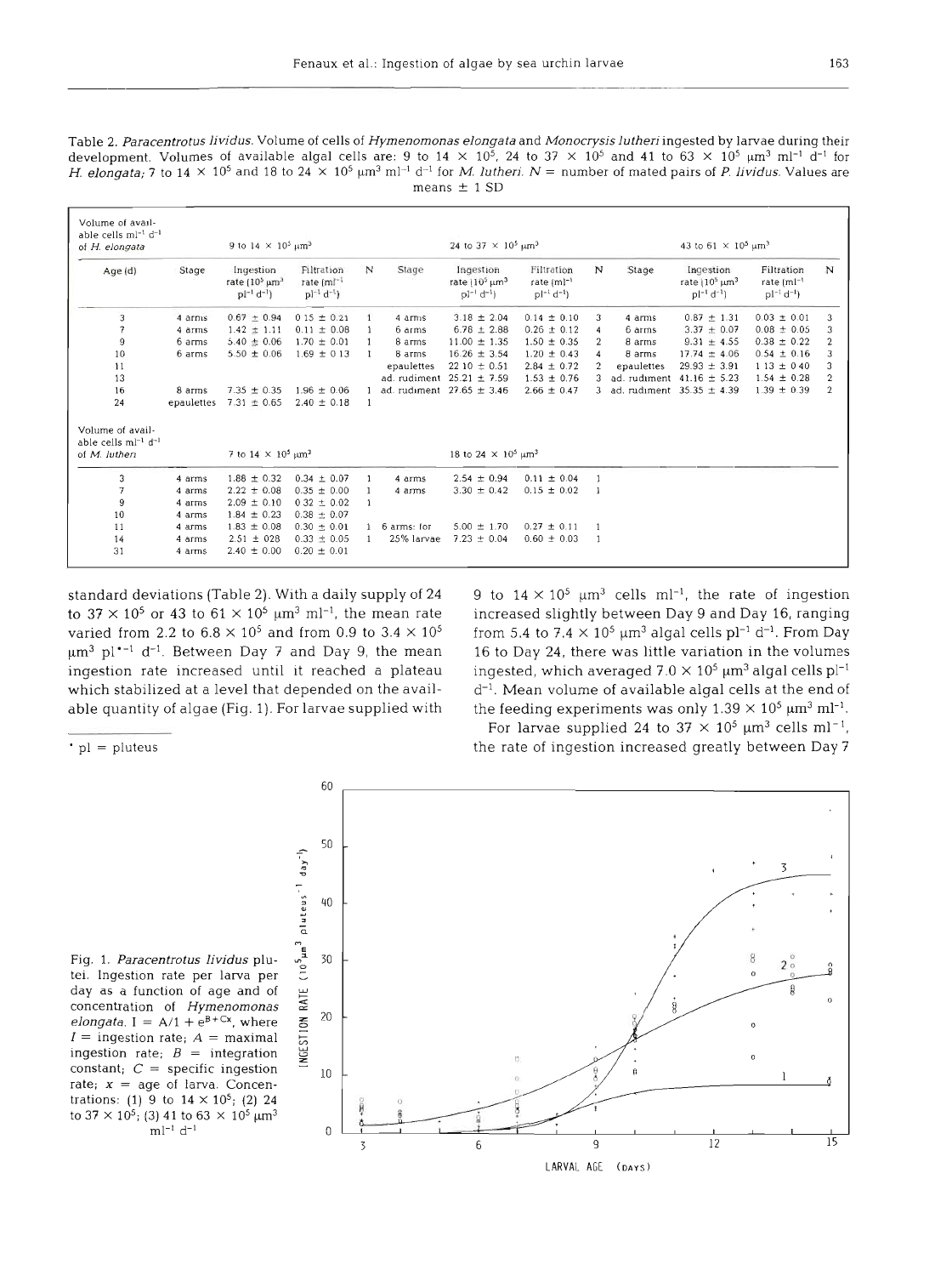Table 2. *Paracentrotus lividus*. Volume of cells of *Hymenomonas elongata* and *Monocrysis lutheri* ingested by larvae during their development. Volumes of available algal cells are: 9 to 14 × $10^5$, 24 to 37 × $10^5$ and 41 to 63 × $10^5$ $\mu m^3$ $ml^{-1}$ $d^{-1}$ for *H. elongata*; 7 to 14 × $10^5$ and 18 to 24 × $10^5$ $\mu m^3$ $ml^{-1}$ $d^{-1}$ for *M. lutheri*. N = number of mated pairs of *P. lividus*. Values are means ± 1 SD

| Volume of available cells $ml^{-1}$ $d^{-1}$ of *H. elongata* | 9 to 14 × $10^5$ $\mu m^3$ | | | | 24 to 37 × $10^5$ $\mu m^3$ | | | | 43 to 61 × $10^5$ $\mu m^3$ | | | |
|---|---|---|---|---|---|---|---|---|---|---|---|---|
| Age (d) | Stage | Ingestion rate ($10^5$ $\mu m^3$ $pl^{-1}$ $d^{-1}$) | Filtration rate ($ml^{-1}$ $pl^{-1}$ $d^{-1}$) | N | Stage | Ingestion rate ($10^5$ $\mu m^3$ $pl^{-1}$ $d^{-1}$) | Filtration rate ($ml^{-1}$ $pl^{-1}$ $d^{-1}$) | N | Stage | Ingestion rate ($10^5$ $\mu m^3$ $pl^{-1}$ $d^{-1}$) | Filtration rate ($ml^{-1}$ $pl^{-1}$ $d^{-1}$) | N |
| 3 | 4 arms | 0.67 ± 0.94 | 0.15 ± 0.21 | 1 | 4 arms | 3.18 ± 2.04 | 0.14 ± 0.10 | 3 | 4 arms | 0.87 ± 1.31 | 0.03 ± 0.01 | 3 |
| 7 | 4 arms | 1.42 ± 1.11 | 0.11 ± 0.08 | 1 | 6 arms | 6.78 ± 2.88 | 0.26 ± 0.12 | 4 | 6 arms | 3.37 ± 0.07 | 0.08 ± 0.05 | 3 |
| 9 | 6 arms | 5.40 ± 0.06 | 1.70 ± 0.01 | 1 | 8 arms | 11.00 ± 1.35 | 1.50 ± 0.35 | 2 | 8 arms | 9.31 ± 4.55 | 0.38 ± 0.22 | 2 |
| 10 | 6 arms | 5.50 ± 0.06 | 1.69 ± 0.13 | 1 | 8 arms | 16.26 ± 3.54 | 1.20 ± 0.43 | 4 | 8 arms | 17.74 ± 4.06 | 0.54 ± 0.16 | 3 |
| 11 | | | | | epaulettes | 22.10 ± 0.51 | 2.84 ± 0.72 | 2 | epaulettes | 29.93 ± 3.91 | 1.13 ± 0.40 | 3 |
| 13 | | | | | ad. rudiment | 25.21 ± 7.59 | 1.53 ± 0.76 | 3 | ad. rudiment | 41.16 ± 5.23 | 1.54 ± 0.28 | 2 |
| 16 | 8 arms | 7.35 ± 0.35 | 1.96 ± 0.06 | 1 | ad. rudiment | 27.65 ± 3.46 | 2.66 ± 0.47 | 3 | ad. rudiment | 35.35 ± 4.39 | 1.39 ± 0.39 | 2 |
| 24 | epaulettes | 7.31 ± 0.65 | 2.40 ± 0.18 | 1 | | | | | | | | |
| Volume of available cells $ml^{-1}$ $d^{-1}$ of *M. lutheri* | 7 to 14 × $10^5$ $\mu m^3$ | | | | 18 to 24 × $10^5$ $\mu m^3$ | | | | | | | |
| 3 | 4 arms | 1.88 ± 0.32 | 0.34 ± 0.07 | 1 | 4 arms | 2.54 ± 0.94 | 0.11 ± 0.04 | 1 | | | | |
| 7 | 4 arms | 2.22 ± 0.08 | 0.35 ± 0.00 | 1 | 4 arms | 3.30 ± 0.42 | 0.15 ± 0.02 | 1 | | | | |
| 9 | 4 arms | 2.09 ± 0.10 | 0.32 ± 0.02 | 1 | | | | | | | | |
| 10 | 4 arms | 1.84 ± 0.23 | 0.38 ± 0.07 | | | | | | | | | |
| 11 | 4 arms | 1.83 ± 0.08 | 0.30 ± 0.01 | 1 | 6 arms: for | 5.00 ± 1.70 | 0.27 ± 0.11 | 1 | | | | |
| 14 | 4 arms | 2.51 ± 0.28 | 0.33 ± 0.05 | 1 | 25% larvae | 7.23 ± 0.04 | 0.60 ± 0.03 | 1 | | | | |
| 31 | 4 arms | 2.40 ± 0.00 | 0.20 ± 0.01 | | | | | | | | | |

standard deviations (Table 2). With a daily supply of 24 to 37 × $10^5$ or 43 to 61 × $10^5$ $\mu m^3$ $ml^{-1}$, the mean rate varied from 2.2 to 6.8 × $10^5$ and from 0.9 to 3.4 × $10^5$ $\mu m^3$ $pl^{*-1}$ $d^{-1}$. Between Day 7 and Day 9, the mean ingestion rate increased until it reached a plateau which stabilized at a level that depended on the available quantity of algae (Fig. 1). For larvae supplied with 9 to 14 × $10^5$ $\mu m^3$ cells $ml^{-1}$, the rate of ingestion increased slightly between Day 9 and Day 16, ranging from 5.4 to 7.4 × $10^5$ $\mu m^3$ algal cells $pl^{-1}$ $d^{-1}$. From Day 16 to Day 24, there was little variation in the volumes ingested, which averaged 7.0 × $10^5$ $\mu m^3$ algal cells $pl^{-1}$ $d^{-1}$. Mean volume of available algal cells at the end of the feeding experiments was only 1.39 × $10^5$ $\mu m^3$ $ml^{-1}$.

For larvae supplied 24 to 37 × $10^5$ $\mu m^3$ cells $ml^{-1}$, the rate of ingestion increased greatly between Day 7

\* pl = pluteus

Fig. 1. *Paracentrotus lividus* plutei. Ingestion rate per larva per day as a function of age and of concentration of *Hymenomonas elongata*. $I = A/1 + e^{B+Cx}$, where $I$ = ingestion rate; $A$ = maximal ingestion rate; $B$ = integration constant; $C$ = specific ingestion rate; $x$ = age of larva. Concentrations: (1) 9 to 14 × $10^5$; (2) 24 to 37 × $10^5$; (3) 41 to 63 × $10^5$ $\mu m^3$ $ml^{-1}$ $d^{-1}$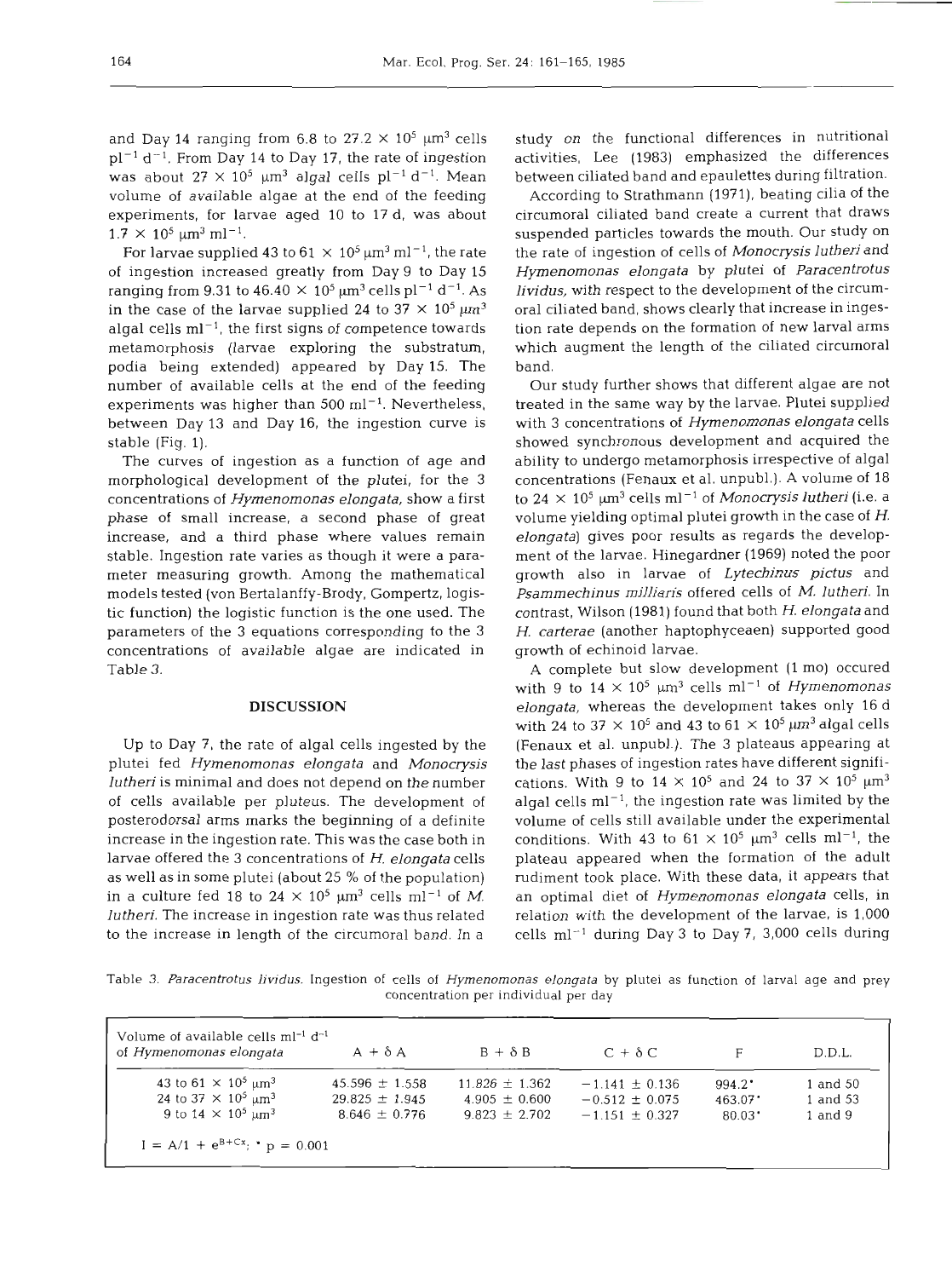and Day 14 ranging from 6.8 to $27.2 \times 10^5$ $\mu m^3$ cells $pl^{-1}$ $d^{-1}$. From Day 14 to Day 17, the rate of ingestion was about $27 \times 10^5$ $\mu m^3$ algal cells $pl^{-1}$ $d^{-1}$. Mean volume of available algae at the end of the feeding experiments, for larvae aged 10 to 17 d, was about $1.7 \times 10^5$ $\mu m^3$ $ml^{-1}$.

For larvae supplied 43 to $61 \times 10^5$ $\mu m^3$ $ml^{-1}$, the rate of ingestion increased greatly from Day 9 to Day 15 ranging from 9.31 to $46.40 \times 10^5$ $\mu m^3$ cells $pl^{-1}$ $d^{-1}$. As in the case of the larvae supplied 24 to $37 \times 10^5$ $\mu m^3$ algal cells $ml^{-1}$, the first signs of competence towards metamorphosis (larvae exploring the substratum, podia being extended) appeared by Day 15. The number of available cells at the end of the feeding experiments was higher than 500 $ml^{-1}$. Nevertheless, between Day 13 and Day 16, the ingestion curve is stable (Fig. 1).

The curves of ingestion as a function of age and morphological development of the plutei, for the 3 concentrations of *Hymenomonas elongata*, show a first phase of small increase, a second phase of great increase, and a third phase where values remain stable. Ingestion rate varies as though it were a parameter measuring growth. Among the mathematical models tested (von Bertalanffy-Brody, Gompertz, logistic function) the logistic function is the one used. The parameters of the 3 equations corresponding to the 3 concentrations of available algae are indicated in Table 3.

## DISCUSSION

Up to Day 7, the rate of algal cells ingested by the plutei fed *Hymenomonas elongata* and *Monocrysis lutheri* is minimal and does not depend on the number of cells available per pluteus. The development of posterodorsal arms marks the beginning of a definite increase in the ingestion rate. This was the case both in larvae offered the 3 concentrations of *H. elongata* cells as well as in some plutei (about 25 % of the population) in a culture fed 18 to $24 \times 10^5$ $\mu m^3$ cells $ml^{-1}$ of *M. lutheri*. The increase in ingestion rate was thus related to the increase in length of the circumoral band. In a study on the functional differences in nutritional activities, Lee (1983) emphasized the differences between ciliated band and epaulettes during filtration.

According to Strathmann (1971), beating cilia of the circumoral ciliated band create a current that draws suspended particles towards the mouth. Our study on the rate of ingestion of cells of *Monocrysis lutheri* and *Hymenomonas elongata* by plutei of *Paracentrotus lividus*, with respect to the development of the circumoral ciliated band, shows clearly that increase in ingestion rate depends on the formation of new larval arms which augment the length of the ciliated circumoral band.

Our study further shows that different algae are not treated in the same way by the larvae. Plutei supplied with 3 concentrations of *Hymenomonas elongata* cells showed synchronous development and acquired the ability to undergo metamorphosis irrespective of algal concentrations (Fenaux et al. unpubl.). A volume of 18 to $24 \times 10^5$ $\mu m^3$ cells $ml^{-1}$ of *Monocrysis lutheri* (i.e. a volume yielding optimal plutei growth in the case of *H. elongata*) gives poor results as regards the development of the larvae. Hinegardner (1969) noted the poor growth also in larvae of *Lytechinus pictus* and *Psammechinus milliaris* offered cells of *M. lutheri*. In contrast, Wilson (1981) found that both *H. elongata* and *H. carterae* (another haptophyceaen) supported good growth of echinoid larvae.

A complete but slow development (1 mo) occured with 9 to $14 \times 10^5$ $\mu m^3$ cells $ml^{-1}$ of *Hymenomonas elongata*, whereas the development takes only 16 d with 24 to $37 \times 10^5$ and 43 to $61 \times 10^5$ $\mu m^3$ algal cells (Fenaux et al. unpubl.). The 3 plateaus appearing at the last phases of ingestion rates have different significations. With 9 to $14 \times 10^5$ and 24 to $37 \times 10^5$ $\mu m^3$ algal cells $ml^{-1}$, the ingestion rate was limited by the volume of cells still available under the experimental conditions. With 43 to $61 \times 10^5$ $\mu m^3$ cells $ml^{-1}$, the plateau appeared when the formation of the adult rudiment took place. With these data, it appears that an optimal diet of *Hymenomonas elongata* cells, in relation with the development of the larvae, is 1,000 cells $ml^{-1}$ during Day 3 to Day 7, 3,000 cells during

Table 3. *Paracentrotus lividus*. Ingestion of cells of *Hymenomonas elongata* by plutei as function of larval age and prey concentration per individual per day

| Volume of available cells $ml^{-1}$ $d^{-1}$ of *Hymenomonas elongata* | $A + \delta A$ | $B + \delta B$ | $C + \delta C$ | F | D.D.L. |
|---|---|---|---|---|---|
| 43 to $61 \times 10^5$ $\mu m^3$ | 45.596 ± 1.558 | 11.826 ± 1.362 | −1.141 ± 0.136 | 994.2* | 1 and 50 |
| 24 to $37 \times 10^5$ $\mu m^3$ | 29.825 ± 1.945 | 4.905 ± 0.600 | −0.512 ± 0.075 | 463.07* | 1 and 53 |
| 9 to $14 \times 10^5$ $\mu m^3$ | 8.646 ± 0.776 | 9.823 ± 2.702 | −1.151 ± 0.327 | 80.03* | 1 and 9 |

$I = A/1 + e^{B+Cx}$; * $p = 0.001$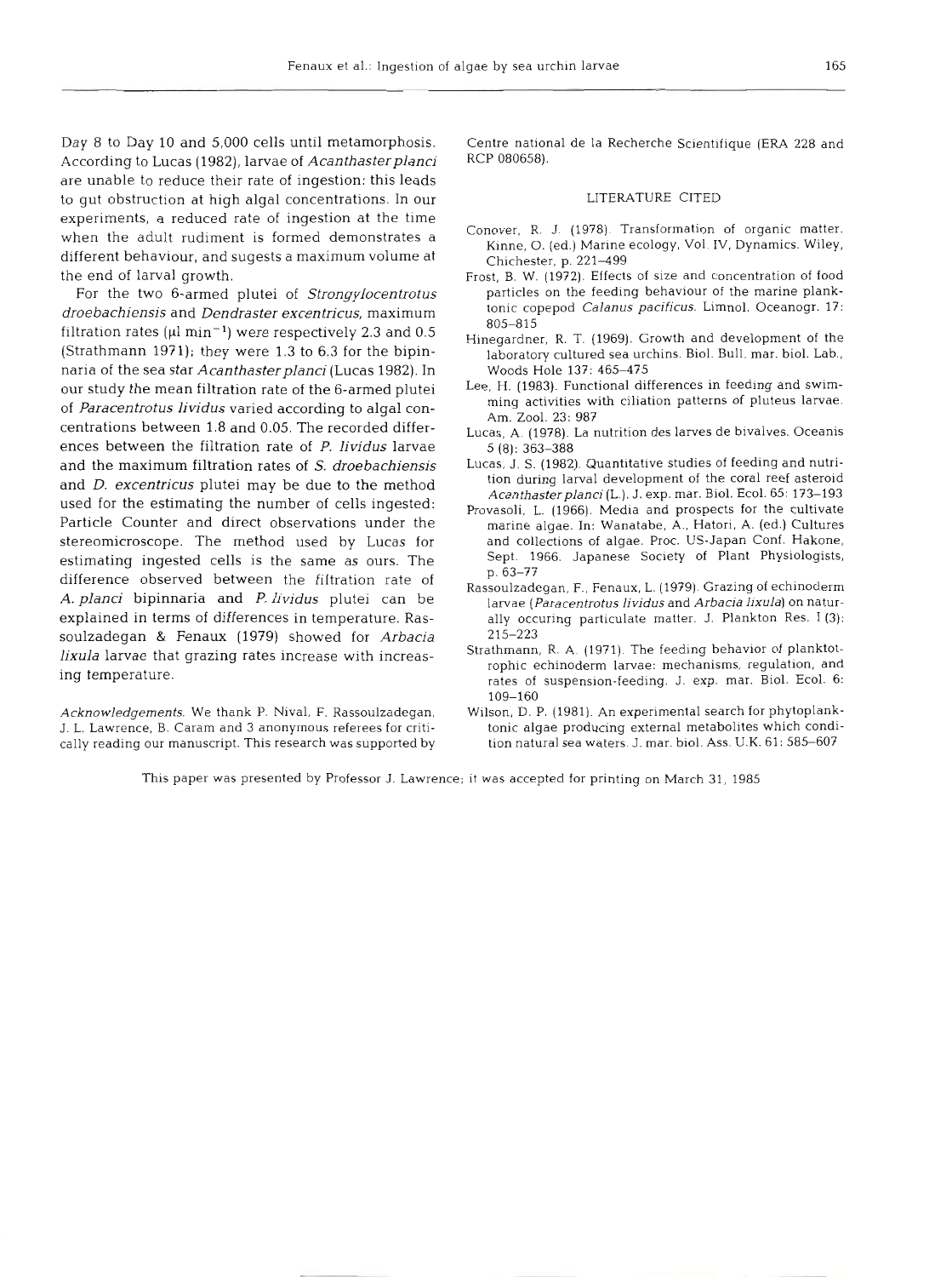Day 8 to Day 10 and 5,000 cells until metamorphosis. According to Lucas (1982), larvae of *Acanthaster planci* are unable to reduce their rate of ingestion: this leads to gut obstruction at high algal concentrations. In our experiments, a reduced rate of ingestion at the time when the adult rudiment is formed demonstrates a different behaviour, and sugests a maximum volume at the end of larval growth.

For the two 6-armed plutei of *Strongylocentrotus droebachiensis* and *Dendraster excentricus*, maximum filtration rates (µl $min^{-1}$) were respectively 2.3 and 0.5 (Strathmann 1971); they were 1.3 to 6.3 for the bipinnaria of the sea star *Acanthaster planci* (Lucas 1982). In our study the mean filtration rate of the 6-armed plutei of *Paracentrotus lividus* varied according to algal concentrations between 1.8 and 0.05. The recorded differences between the filtration rate of *P. lividus* larvae and the maximum filtration rates of *S. droebachiensis* and *D. excentricus* plutei may be due to the method used for the estimating the number of cells ingested: Particle Counter and direct observations under the stereomicroscope. The method used by Lucas for estimating ingested cells is the same as ours. The difference observed between the filtration rate of *A. planci* bipinnaria and *P. lividus* plutei can be explained in terms of differences in temperature. Rassoulzadegan & Fenaux (1979) showed for *Arbacia lixula* larvae that grazing rates increase with increasing temperature.

*Acknowledgements.* We thank P. Nival, F. Rassoulzadegan, J. L. Lawrence, B. Caram and 3 anonymous referees for critically reading our manuscript. This research was supported by Centre national de la Recherche Scientifique (ERA 228 and RCP 080658).

## LITERATURE CITED

Conover, R. J. (1978). Transformation of organic matter. Kinne, O. (ed.) Marine ecology, Vol. IV, Dynamics. Wiley, Chichester, p. 221–499

Frost, B. W. (1972). Effects of size and concentration of food particles on the feeding behaviour of the marine planktonic copepod *Calanus pacificus*. Limnol. Oceanogr. 17: 805–815

Hinegardner, R. T. (1969). Growth and development of the laboratory cultured sea urchins. Biol. Bull. mar. biol. Lab., Woods Hole 137: 465–475

Lee, H. (1983). Functional differences in feeding and swimming activities with ciliation patterns of pluteus larvae. Am. Zool. 23: 987

Lucas, A. (1978). La nutrition des larves de bivalves. Oceanis 5 (8): 363–388

Lucas, J. S. (1982). Quantitative studies of feeding and nutrition during larval development of the coral reef asteroid *Acanthaster planci* (L.). J. exp. mar. Biol. Ecol. 65: 173–193

Provasoli, L. (1966). Media and prospects for the cultivate marine algae. In: Wanatabe, A., Hatori, A. (ed.) Cultures and collections of algae. Proc. US-Japan Conf. Hakone, Sept. 1966. Japanese Society of Plant Physiologists, p. 63–77

Rassoulzadegan, F., Fenaux, L. (1979). Grazing of echinoderm larvae (*Paracentrotus lividus* and *Arbacia lixula*) on naturally occuring particulate matter. J. Plankton Res. 1 (3): 215–223

Strathmann, R. A. (1971). The feeding behavior of planktotrophic echinoderm larvae: mechanisms, regulation, and rates of suspension-feeding. J. exp. mar. Biol. Ecol. 6: 109–160

Wilson, D. P. (1981). An experimental search for phytoplanktonic algae producing external metabolites which condition natural sea waters. J. mar. biol. Ass. U.K. 61: 585–607

This paper was presented by Professor J. Lawrence; it was accepted for printing on March 31, 1985